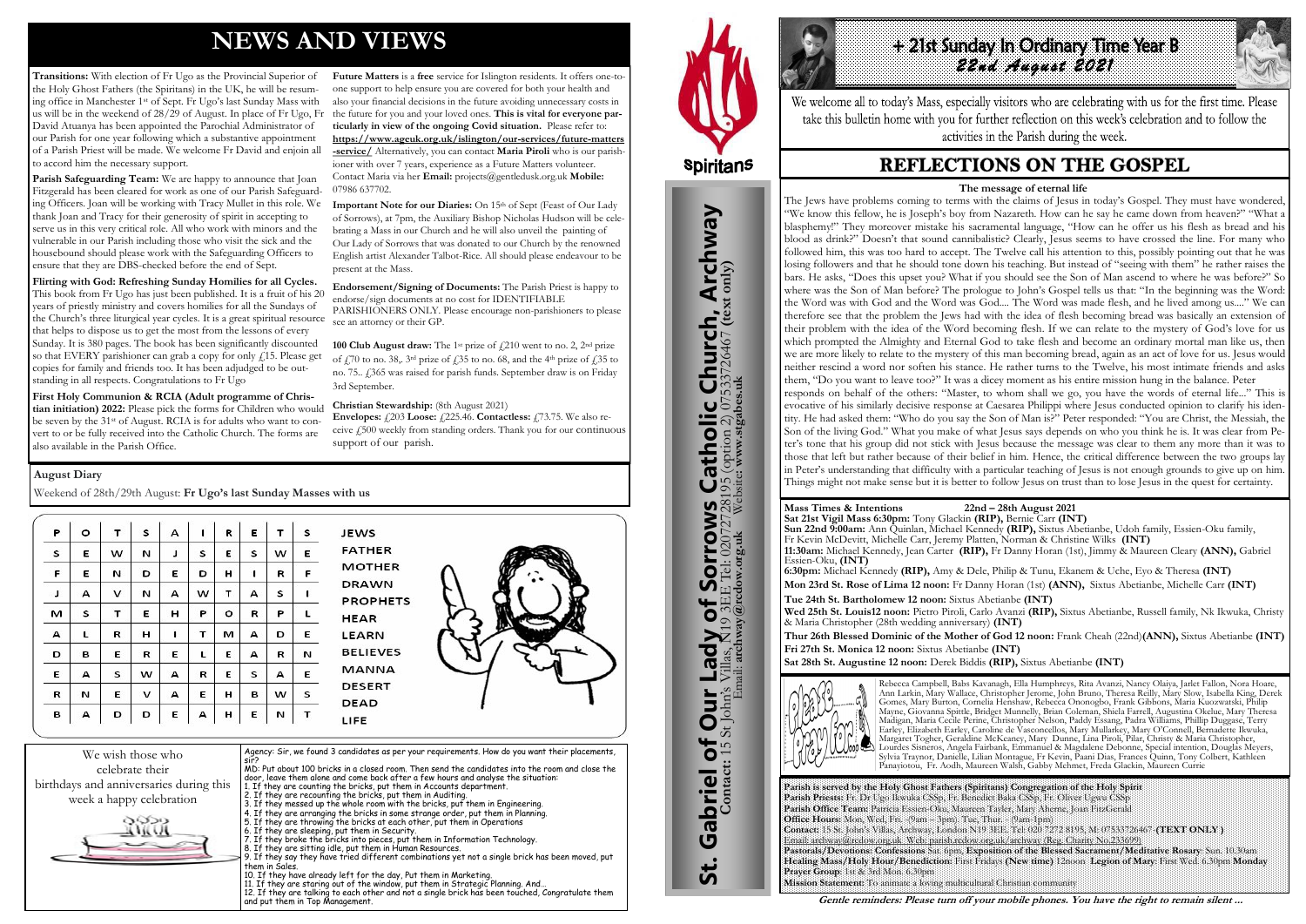# NEWS AND VIEWS

**Transitions:** With election of Fr Ugo as the Provincial Superior of the Holy Ghost Fathers (the Spiritans) in the UK, he will be resuming office in Manchester 1st of Sept. Fr Ugo's last Sunday Mass with us will be in the weekend of 28/29 of August. In place of Fr Ugo, Fr David Atuanya has been appointed the Parochial Administrator of our Parish for one year following which a substantive appointment of a Parish Priest will be made. We welcome Fr David and enjoin all to accord him the necessary support.

**Parish Safeguarding Team:** We are happy to announce that Joan Fitzgerald has been cleared for work as one of our Parish Safeguarding Officers. Joan will be working with Tracy Mullet in this role. We thank Joan and Tracy for their generosity of spirit in accepting to serve us in this very critical role. All who work with minors and the vulnerable in our Parish including those who visit the sick and the housebound should please work with the Safeguarding Officers to ensure that they are DBS-checked before the end of Sept.

**Flirting with God: Refreshing Sunday Homilies for all Cycles.** This book from Fr Ugo has just been published. It is a fruit of his 20 years of priestly ministry and covers homilies for all the Sundays of the Church's three liturgical year cycles. It is a great spiritual resource that helps to dispose us to get the most from the lessons of every Sunday. It is 380 pages. The book has been significantly discounted so that EVERY parishioner can grab a copy for only £15. Please get copies for family and friends too. It has been adjudged to be outstanding in all respects. Congratulations to Fr Ugo

**First Holy Communion & RCIA (Adult programme of Christian initiation) 2022:** Please pick the forms for Children who would be seven by the 31st of August. RCIA is for adults who want to convert to or be fully received into the Catholic Church. The forms are also available in the Parish Office.

**Future Matters** is a **free** service for Islington residents. It offers one-to-one support to help ensure you are covered for both your health and also your financial decisions in the future avoiding unnecessary costs in the future for you and your loved ones. **This is vital for everyone particularly in view of the ongoing Covid situation.** Please refer to: **https://www.ageuk.org.uk/islington/our-services/future-matters-service/** Alternatively, you can contact **Maria Piroli** who is our parishioner with over 7 years, experience as a Future Matters volunteer. Contact Maria via her **Email:** projects@gentledusk.org.uk **Mobile:** 07986 637702.

**Important Note for our Diaries:** On 15th of Sept (Feast of Our Lady of Sorrows), at 7pm, the Auxiliary Bishop Nicholas Hudson will be celebrating a Mass in our Church and he will also unveil the painting of Our Lady of Sorrows that was donated to our Church by the renowned English artist Alexander Talbot-Rice. All should please endeavour to be present at the Mass.

**Endorsement/Signing of Documents:** The Parish Priest is happy to endorse/sign documents at no cost for IDENTIFIABLE PARISHIONERS ONLY. Please encourage non-parishioners to please see an attorney or their GP.

**100 Club August draw:** The 1st prize of £210 went to no. 2, 2nd prize of £70 to no. 38,. 3rd prize of £35 to no. 68, and the 4th prize of £35 to no. 75.. £365 was raised for parish funds. September draw is on Friday 3rd September.

**Christian Stewardship:** (8th August 2021)
**Envelopes:** £203 **Loose:** £225.46. **Contactless:** £73.75. We also receive £500 weekly from standing orders. Thank you for our continuous support of our parish.

## August Diary

Weekend of 28th/29th August: **Fr Ugo's last Sunday Masses with us**

| P | O | T | S | A | I | R | E | T | S |
|---|---|---|---|---|---|---|---|---|---|
| S | E | W | N | J | S | E | S | W | E |
| F | E | N | D | E | D | H | I | R | F |
| J | A | V | N | A | W | T | A | S | I |
| M | S | T | E | H | P | O | R | P | L |
| A | L | R | H | I | T | M | A | D | E |
| D | B | E | R | E | L | E | A | R | N |
| E | A | S | W | A | R | E | S | A | E |
| R | N | E | V | A | E | H | B | W | S |
| B | A | D | D | E | A | H | E | N | T |

JEWS
FATHER
MOTHER
DRAWN
PROPHETS
HEAR
LEARN
BELIEVES
MANNA
DESERT
DEAD
LIFE

We wish those who celebrate their birthdays and anniversaries during this week a happy celebration

Agency: Sir, we found 3 candidates as per your requirements. How do you want their placements, sir?
MD: Put about 100 bricks in a closed room. Then send the candidates into the room and close the door, leave them alone and come back after a few hours and analyse the situation:
1. If they are counting the bricks, put them in Accounts department.
2. If they are recounting the bricks, put them in Auditing.
3. If they messed up the whole room with the bricks, put them in Engineering.
4. If they are arranging the bricks in some strange order, put them in Planning.
5. If they are throwing the bricks at each other, put them in Operations
6. If they are sleeping, put them in Security.
7. If they broke the bricks into pieces, put them in Information Technology.
8. If they are sitting idle, put them in Human Resources.
9. If they say they have tried different combinations yet not a single brick has been moved, put them in Sales.
10. If they have already left for the day, Put them in Marketing.
11. If they are staring out of the window, put them in Strategic Planning. And...
12. If they are talking to each other and not a single brick has been touched, Congratulate them and put them in Top Management.

**St. Gabriel of Our Lady of Sorrows Catholic Church, Archway**
**Contact:** 15 St John's Villas, N19 3EE Tel: 02072728195 (option 2) 07533726467 **(text only)**
Email: **archway@redow.org.uk** Website: **www.stgabes.uk**

Spiritans

# + 21st Sunday In Ordinary Time Year B
*22nd August 2021*

We welcome all to today's Mass, especially visitors who are celebrating with us for the first time. Please take this bulletin home with you for further reflection on this week's celebration and to follow the activities in the Parish during the week.

## REFLECTIONS ON THE GOSPEL

**The message of eternal life**

The Jews have problems coming to terms with the claims of Jesus in today's Gospel. They must have wondered, "We know this fellow, he is Joseph's boy from Nazareth. How can he say he came down from heaven?" "What a blasphemy!" They moreover mistake his sacramental language, "How can he offer us his flesh as bread and his blood as drink?" Doesn't that sound cannibalistic? Clearly, Jesus seems to have crossed the line. For many who followed him, this was too hard to accept. The Twelve call his attention to this, possibly pointing out that he was losing followers and that he should tone down his teaching. But instead of "seeing with them" he rather raises the bars. He asks, "Does this upset you? What if you should see the Son of Man ascend to where he was before?" So where was the Son of Man before? The prologue to John's Gospel tells us that: "In the beginning was the Word: the Word was with God and the Word was God.... The Word was made flesh, and he lived among us...." We can therefore see that the problem the Jews had with the idea of flesh becoming bread was basically an extension of their problem with the idea of the Word becoming flesh. If we can relate to the mystery of God's love for us which prompted the Almighty and Eternal God to take flesh and become an ordinary mortal man like us, then we are more likely to relate to the mystery of this man becoming bread, again as an act of love for us. Jesus would neither rescind a word nor soften his stance. He rather turns to the Twelve, his most intimate friends and asks them, "Do you want to leave too?" It was a dicey moment as his entire mission hung in the balance. Peter responds on behalf of the others: "Master, to whom shall we go, you have the words of eternal life..." This is evocative of his similarly decisive response at Caesarea Philippi where Jesus conducted opinion to clarify his identity. He had asked them: "Who do you say the Son of Man is?" Peter responded: "You are Christ, the Messiah, the Son of the living God." What you make of what Jesus says depends on who you think he is. It was clear from Peter's tone that his group did not stick with Jesus because the message was clear to them any more than it was to those that left but rather because of their belief in him. Hence, the critical difference between the two groups lay in Peter's understanding that difficulty with a particular teaching of Jesus is not enough grounds to give up on him. Things might not make sense but it is better to follow Jesus on trust than to lose Jesus in the quest for certainty.

**Mass Times & Intentions** **22nd – 28th August 2021**

**Sat 21st Vigil Mass 6:30pm:** Tony Glackin **(RIP),** Bernie Carr **(INT)**
**Sun 22nd 9:00am:** Ann Quinlan, Michael Kennedy **(RIP),** Sixtus Abetianbe, Udoh family, Essien-Oku family, Fr Kevin McDevitt, Michelle Carr, Jeremy Platten, Norman & Christine Wilks **(INT)**
**11:30am:** Michael Kennedy, Jean Carter **(RIP),** Fr Danny Horan (1st), Jimmy & Maureen Cleary **(ANN),** Gabriel Essien-Oku, **(INT)**
**6:30pm:** Michael Kennedy **(RIP),** Amy & Dele, Philip & Tunu, Ekanem & Uche, Eyo & Theresa **(INT)**
**Mon 23rd St. Rose of Lima 12 noon:** Fr Danny Horan (1st) **(ANN),** Sixtus Abetianbe, Michelle Carr **(INT)**
**Tue 24th St. Bartholomew 12 noon:** Sixtus Abetianbe **(INT)**
**Wed 25th St. Louis12 noon:** Pietro Piroli, Carlo Avanzi **(RIP),** Sixtus Abetianbe, Russell family, Nk Ikwuka, Christy & Maria Christopher (28th wedding anniversary) **(INT)**
**Thur 26th Blessed Dominic of the Mother of God 12 noon:** Frank Cheah (22nd)**(ANN),** Sixtus Abetianbe **(INT)**
**Fri 27th St. Monica 12 noon:** Sixtus Abetianbe **(INT)**
**Sat 28th St. Augustine 12 noon:** Derek Biddis **(RIP),** Sixtus Abetianbe **(INT)**

Please pray for...

Rebecca Campbell, Babs Kavanagh, Ella Humphreys, Rita Avanzi, Nancy Olaiya, Jarlet Fallon, Nora Hoare, Ann Larkin, Mary Wallace, Christopher Jerome, John Bruno, Theresa Reilly, Mary Slow, Isabella King, Derek Gomes, Mary Burton, Cornelia Henshaw, Rebecca Ononogbo, Frank Gibbons, Maria Kuozwatski, Philip Mayne, Giovanna Spittle, Bridget Munnelly, Brian Coleman, Sheila Farrell, Augustina Okelue, Mary Theresa Madigan, Maria Cecile Perine, Christopher Nelson, Paddy Essang, Padra Williams, Phillip Duggase, Terry Earley, Elizabeth Earley, Caroline de Vasconcellos, Mary Mullarkey, Mary O'Connell, Bernadette Ikwuka, Margaret Togher, Geraldine McKeaney, Mary Dunne, Lina Piroli, Pilar, Christy & Maria Christopher, Lourdes Sisneros, Angela Fairbank, Emmanuel & Magdalene Debonne, Special intention, Douglas Meyers, Sylvia Traynor, Danielle, Lilian Montague, Fr Kevin, Paani Dias, Frances Quinn, Tony Colbert, Kathleen Panayiotou, Fr. Aodh, Maureen Walsh, Gabby Mehmet, Freda Glackin, Maureen Currie

**Parish is served by the Holy Ghost Fathers (Spiritans) Congregation of the Holy Spirit**
**Parish Priests:** Fr. Dr Ugo Ikwuka CSSp, Fr. Benedict Baka CSSp, Fr. Oliver Ugwu CSSp
**Parish Office Team:** Patricia Essien-Oku, Maureen Tayler, Mary Aherne, Joan FitzGerald
**Office Hours:** Mon, Wed, Fri. - (9am – 3pm). Tue, Thur. - (9am-1pm)
**Contact:** 15 St. John's Villas, Archway, London N19 3EE. Tel: 020 7272 8195, M: 07533726467 **(TEXT ONLY)**
Email: archway@rcdow.org.uk Web: parish.rcdow.org.uk/archway/Reg. Charity No 233699
**Pastorals/Devotions: Confessions** Sat. 6pm, **Exposition of the Blessed Sacrament/Meditative Rosary**: Sun. 10.30am
**Healing Mass/Holy Hour/Benediction:** First Fridays **(New time)** 12noon **Legion of Mary**: First Wed. 6.30pm **Monday Prayer Group**: 1st & 3rd Mon. 6.30pm
**Mission Statement:** To animate a loving multicultural Christian community

***Gentle reminders: Please turn off your mobile phones. You have the right to remain silent ...***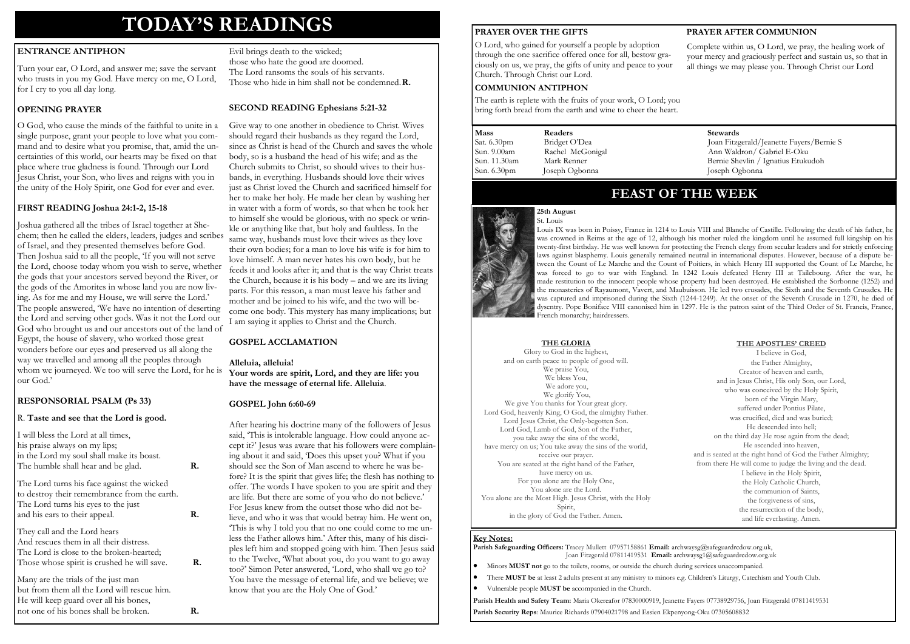# TODAY'S READINGS

## ENTRANCE ANTIPHON

Turn your ear, O Lord, and answer me; save the servant who trusts in you my God. Have mercy on me, O Lord, for I cry to you all day long.

## OPENING PRAYER

O God, who cause the minds of the faithful to unite in a single purpose, grant your people to love what you command and to desire what you promise, that, amid the uncertainties of this world, our hearts may be fixed on that place where true gladness is found. Through our Lord Jesus Christ, your Son, who lives and reigns with you in the unity of the Holy Spirit, one God for ever and ever.

## FIRST READING Joshua 24:1-2, 15-18

Joshua gathered all the tribes of Israel together at Shechem; then he called the elders, leaders, judges and scribes of Israel, and they presented themselves before God. Then Joshua said to all the people, 'If you will not serve the Lord, choose today whom you wish to serve, whether the gods that your ancestors served beyond the River, or the gods of the Amorites in whose land you are now living. As for me and my House, we will serve the Lord.' The people answered, 'We have no intention of deserting the Lord and serving other gods. Was it not the Lord our God who brought us and our ancestors out of the land of Egypt, the house of slavery, who worked those great wonders before our eyes and preserved us all along the way we travelled and among all the peoples through whom we journeyed. We too will serve the Lord, for he is our God.'

## RESPONSORIAL PSALM (Ps 33)

R. **Taste and see that the Lord is good.**

I will bless the Lord at all times,
his praise always on my lips;
in the Lord my soul shall make its boast.
The humble shall hear and be glad. **R.**

The Lord turns his face against the wicked
to destroy their remembrance from the earth.
The Lord turns his eyes to the just
and his ears to their appeal. **R.**

They call and the Lord hears
And rescues them in all their distress.
The Lord is close to the broken-hearted;
Those whose spirit is crushed he will save. **R.**

Many are the trials of the just man
but from them all the Lord will rescue him.
He will keep guard over all his bones,
not one of his bones shall be broken. **R.**

Evil brings death to the wicked;
those who hate the good are doomed.
The Lord ransoms the souls of his servants.
Those who hide in him shall not be condemned. **R.**

## SECOND READING Ephesians 5:21-32

Give way to one another in obedience to Christ. Wives should regard their husbands as they regard the Lord, since as Christ is head of the Church and saves the whole body, so is a husband the head of his wife; and as the Church submits to Christ, so should wives to their husbands, in everything. Husbands should love their wives just as Christ loved the Church and sacrificed himself for her to make her holy. He made her clean by washing her in water with a form of words, so that when he took her to himself she would be glorious, with no speck or wrinkle or anything like that, but holy and faultless. In the same way, husbands must love their wives as they love their own bodies; for a man to love his wife is for him to love himself. A man never hates his own body, but he feeds it and looks after it; and that is the way Christ treats the Church, because it is his body – and we are its living parts. For this reason, a man must leave his father and mother and be joined to his wife, and the two will become one body. This mystery has many implications; but I am saying it applies to Christ and the Church.

## GOSPEL ACCLAMATION

**Alleluia, alleluia!**
**Your words are spirit, Lord, and they are life: you have the message of eternal life. Alleluia**.

## GOSPEL John 6:60-69

After hearing his doctrine many of the followers of Jesus said, 'This is intolerable language. How could anyone accept it?' Jesus was aware that his followers were complaining about it and said, 'Does this upset you? What if you should see the Son of Man ascend to where he was before? It is the spirit that gives life; the flesh has nothing to offer. The words I have spoken to you are spirit and they are life. But there are some of you who do not believe.' For Jesus knew from the outset those who did not believe, and who it was that would betray him. He went on, 'This is why I told you that no one could come to me unless the Father allows him.' After this, many of his disciples left him and stopped going with him. Then Jesus said to the Twelve, 'What about you, do you want to go away too?' Simon Peter answered, 'Lord, who shall we go to? You have the message of eternal life, and we believe; we know that you are the Holy One of God.'

## PRAYER OVER THE GIFTS

O Lord, who gained for yourself a people by adoption through the one sacrifice offered once for all, bestow graciously on us, we pray, the gifts of unity and peace to your Church. Through Christ our Lord.

## COMMUNION ANTIPHON

The earth is replete with the fruits of your work, O Lord; you bring forth bread from the earth and wine to cheer the heart.

## PRAYER AFTER COMMUNION

Complete within us, O Lord, we pray, the healing work of your mercy and graciously perfect and sustain us, so that in all things we may please you. Through Christ our Lord

| Mass | Readers | Stewards |
|---|---|---|
| Sat. 6.30pm | Bridget O'Dea | Joan Fitzgerald/Jeanette Fayers/Bernie S |
| Sun. 9.00am | Rachel McGonigal | Ann Waldron/ Gabriel E-Oku |
| Sun. 11.30am | Mark Renner | Bernie Shevlin / Ignatius Etukudoh |
| Sun. 6.30pm | Joseph Ogbonna | Joseph Ogbonna |

# FEAST OF THE WEEK

**25th August**
St. Louis

Louis IX was born in Poissy, France in 1214 to Louis VIII and Blanche of Castille. Following the death of his father, he was crowned in Reims at the age of 12, although his mother ruled the kingdom until he assumed full kingship on his twenty-first birthday. He was well known for protecting the French clergy from secular leaders and for strictly enforcing laws against blasphemy. Louis generally remained neutral in international disputes. However, because of a dispute between the Count of Le Marche and the Count of Poitiers, in which Henry III supported the Count of Le Marche, he was forced to go to war with England. In 1242 Louis defeated Henry III at Tailebourg. After the war, he made restitution to the innocent people whose property had been destroyed. He established the Sorbonne (1252) and the monasteries of Rayaumont, Vavert, and Maubuisson. He led two crusades, the Sixth and the Seventh Crusades. He was captured and imprisoned during the Sixth (1244-1249). At the onset of the Seventh Crusade in 1270, he died of dysentry. Pope Boniface VIII canonised him in 1297. He is the patron saint of the Third Order of St. Francis, France, French monarchy; hairdressers.

## THE GLORIA

Glory to God in the highest,
and on earth peace to people of good will.
We praise You,
We bless You,
We adore you,
We glorify You,
We give You thanks for Your great glory.
Lord God, heavenly King, O God, the almighty Father.
Lord Jesus Christ, the Only-begotten Son.
Lord God, Lamb of God, Son of the Father,
you take away the sins of the world,
have mercy on us; You take away the sins of the world,
receive our prayer.
You are seated at the right hand of the Father,
have mercy on us.
For you alone are the Holy One,
You alone are the Lord.
You alone are the Most High. Jesus Christ, with the Holy Spirit,
in the glory of God the Father. Amen.

## THE APOSTLES' CREED

I believe in God,
the Father Almighty,
Creator of heaven and earth,
and in Jesus Christ, His only Son, our Lord,
who was conceived by the Holy Spirit,
born of the Virgin Mary,
suffered under Pontius Pilate,
was crucified, died and was buried;
He descended into hell;
on the third day He rose again from the dead;
He ascended into heaven,
and is seated at the right hand of God the Father Almighty;
from there He will come to judge the living and the dead.
I believe in the Holy Spirit,
the Holy Catholic Church,
the communion of Saints,
the forgiveness of sins,
the resurrection of the body,
and life everlasting. Amen.

## Key Notes:

**Parish Safeguarding Officers:** Tracey Mullett 07957158861 **Email:** archwaysg@safeguardrcdow.org.uk,
Joan Fitzgerald 07811419531 **Email:** archwaysg1@safeguardrcdow.org.uk

- Minors **MUST not** go to the toilets, rooms, or outside the church during services unaccompanied.
- There **MUST be** at least 2 adults present at any ministry to minors e.g. Children's Liturgy, Catechism and Youth Club.
- Vulnerable people **MUST be** accompanied in the Church.

**Parish Health and Safety Team:** Maria Okereafor 07830000919, Jeanette Fayers 07738929756, Joan Fitzgerald 07811419531

**Parish Security Reps**: Maurice Richards 07904021798 and Essien Ekpenyong-Oku 07305608832